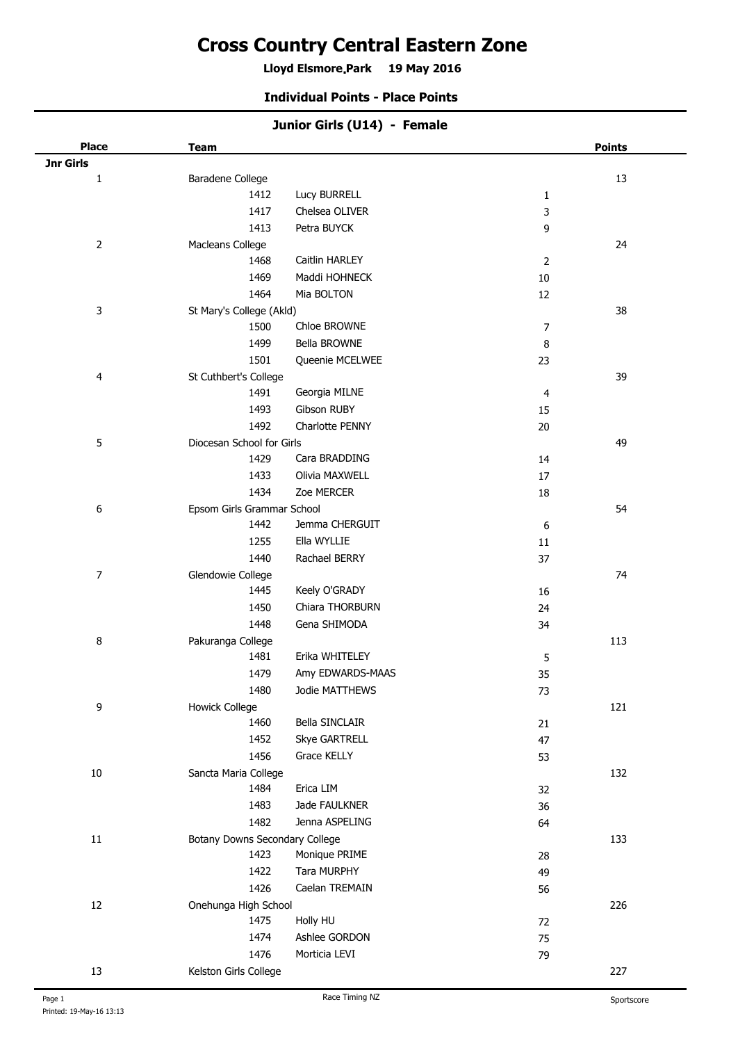# Cross Country Central Eastern Zone

**Lloyd Elsmore Park 19 May 2016**

### Individual Points - Place Points

### Junior Girls (U14) - Female

| Place | Team | | | Points |
|---|---|---|---|---|
| **Jnr Girls** | | | | |
| 1 | Baradene College | | | 13 |
| | 1412 | Lucy BURRELL | 1 | |
| | 1417 | Chelsea OLIVER | 3 | |
| | 1413 | Petra BUYCK | 9 | |
| 2 | Macleans College | | | 24 |
| | 1468 | Caitlin HARLEY | 2 | |
| | 1469 | Maddi HOHNECK | 10 | |
| | 1464 | Mia BOLTON | 12 | |
| 3 | St Mary's College (Akld) | | | 38 |
| | 1500 | Chloe BROWNE | 7 | |
| | 1499 | Bella BROWNE | 8 | |
| | 1501 | Queenie MCELWEE | 23 | |
| 4 | St Cuthbert's College | | | 39 |
| | 1491 | Georgia MILNE | 4 | |
| | 1493 | Gibson RUBY | 15 | |
| | 1492 | Charlotte PENNY | 20 | |
| 5 | Diocesan School for Girls | | | 49 |
| | 1429 | Cara BRADDING | 14 | |
| | 1433 | Olivia MAXWELL | 17 | |
| | 1434 | Zoe MERCER | 18 | |
| 6 | Epsom Girls Grammar School | | | 54 |
| | 1442 | Jemma CHERGUIT | 6 | |
| | 1255 | Ella WYLLIE | 11 | |
| | 1440 | Rachael BERRY | 37 | |
| 7 | Glendowie College | | | 74 |
| | 1445 | Keely O'GRADY | 16 | |
| | 1450 | Chiara THORBURN | 24 | |
| | 1448 | Gena SHIMODA | 34 | |
| 8 | Pakuranga College | | | 113 |
| | 1481 | Erika WHITELEY | 5 | |
| | 1479 | Amy EDWARDS-MAAS | 35 | |
| | 1480 | Jodie MATTHEWS | 73 | |
| 9 | Howick College | | | 121 |
| | 1460 | Bella SINCLAIR | 21 | |
| | 1452 | Skye GARTRELL | 47 | |
| | 1456 | Grace KELLY | 53 | |
| 10 | Sancta Maria College | | | 132 |
| | 1484 | Erica LIM | 32 | |
| | 1483 | Jade FAULKNER | 36 | |
| | 1482 | Jenna ASPELING | 64 | |
| 11 | Botany Downs Secondary College | | | 133 |
| | 1423 | Monique PRIME | 28 | |
| | 1422 | Tara MURPHY | 49 | |
| | 1426 | Caelan TREMAIN | 56 | |
| 12 | Onehunga High School | | | 226 |
| | 1475 | Holly HU | 72 | |
| | 1474 | Ashlee GORDON | 75 | |
| | 1476 | Morticia LEVI | 79 | |
| 13 | Kelston Girls College | | | 227 |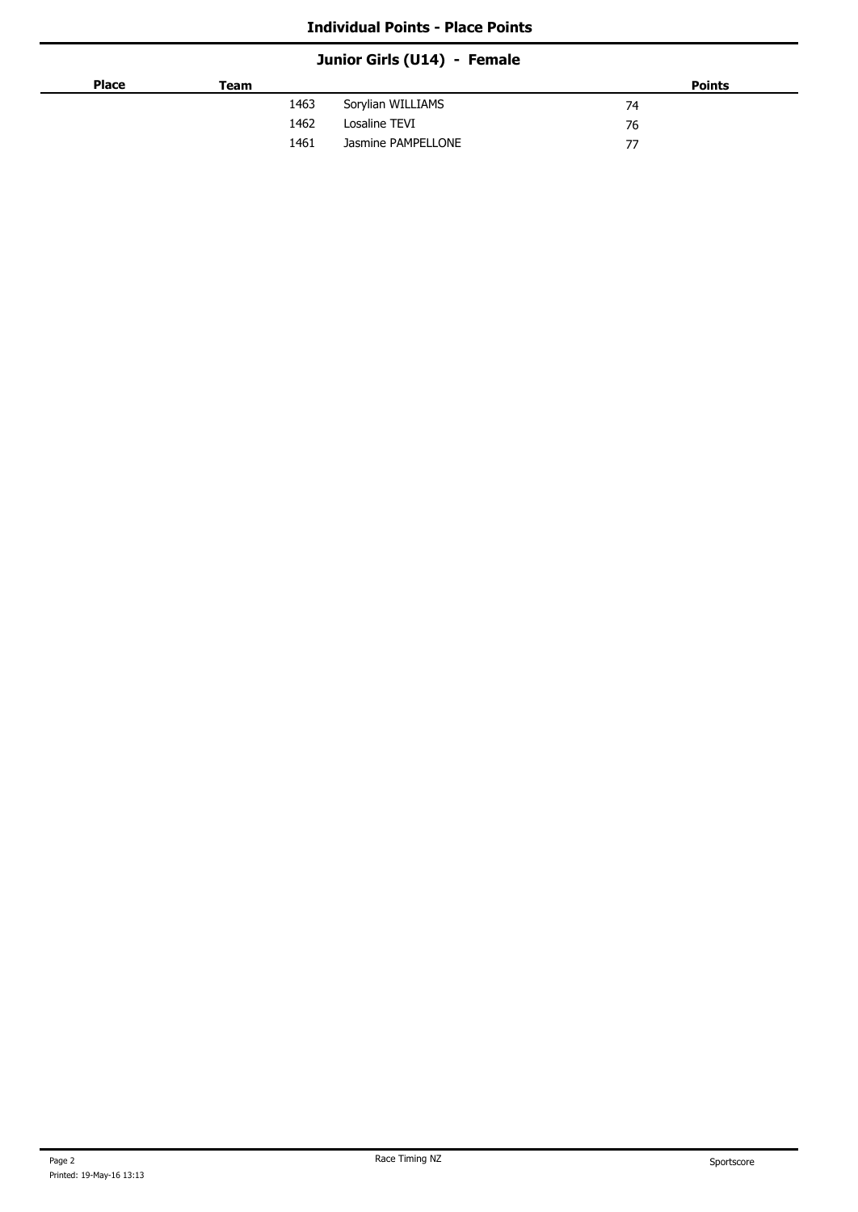### Individual Points - Place Points

#### Junior Girls (U14) - Female

| Place | Team | | Points |
|---|---|---|---|
| | 1463 | Sorylian WILLIAMS | 74 |
| | 1462 | Losaline TEVI | 76 |
| | 1461 | Jasmine PAMPELLONE | 77 |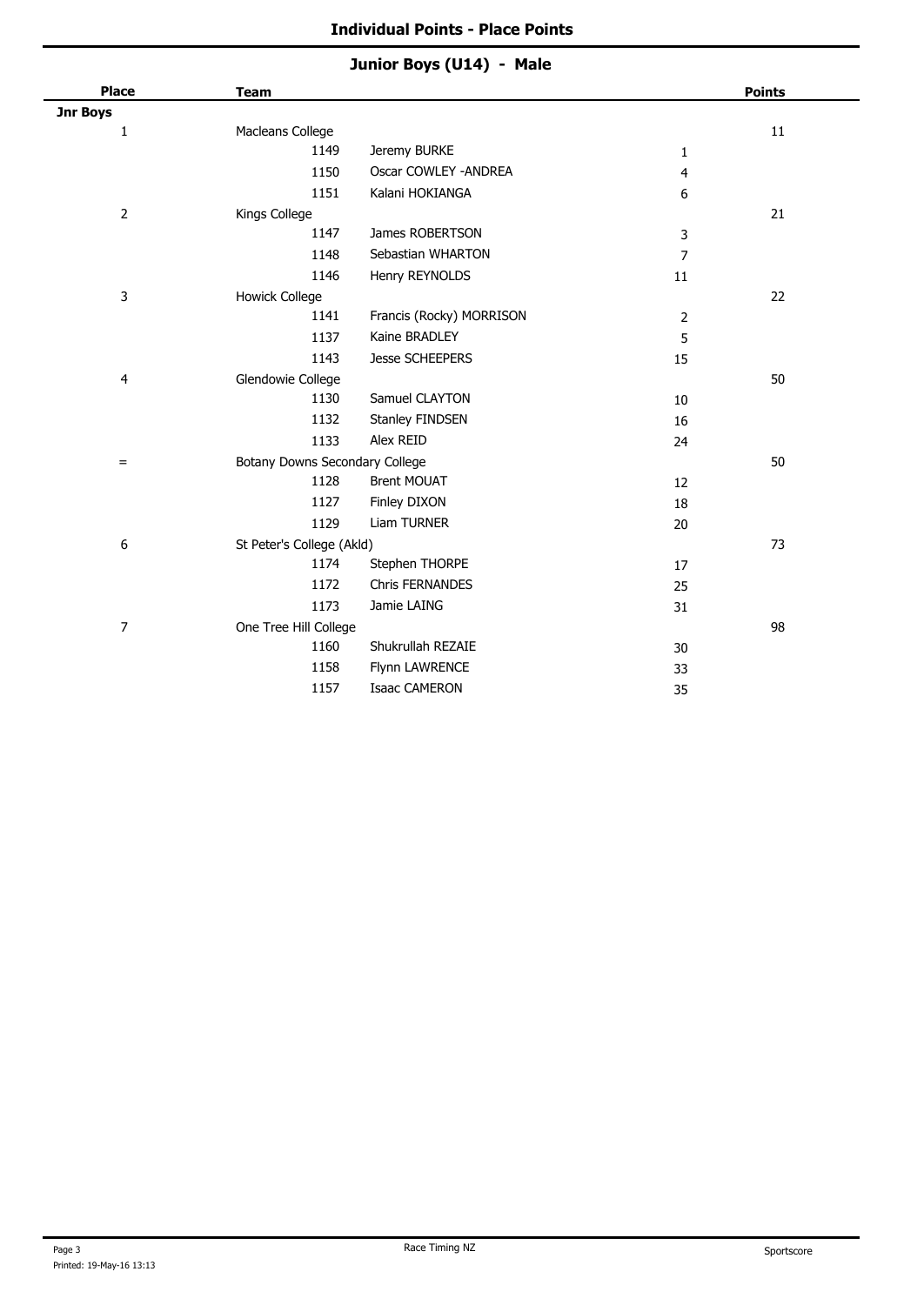## Individual Points - Place Points

### Junior Boys (U14) - Male

| Place | Team | | | Points |
|---|---|---|---|---|
| **Jnr Boys** | | | | |
| 1 | Macleans College | | | 11 |
| | 1149 | Jeremy BURKE | 1 | |
| | 1150 | Oscar COWLEY -ANDREA | 4 | |
| | 1151 | Kalani HOKIANGA | 6 | |
| 2 | Kings College | | | 21 |
| | 1147 | James ROBERTSON | 3 | |
| | 1148 | Sebastian WHARTON | 7 | |
| | 1146 | Henry REYNOLDS | 11 | |
| 3 | Howick College | | | 22 |
| | 1141 | Francis (Rocky) MORRISON | 2 | |
| | 1137 | Kaine BRADLEY | 5 | |
| | 1143 | Jesse SCHEEPERS | 15 | |
| 4 | Glendowie College | | | 50 |
| | 1130 | Samuel CLAYTON | 10 | |
| | 1132 | Stanley FINDSEN | 16 | |
| | 1133 | Alex REID | 24 | |
| = | Botany Downs Secondary College | | | 50 |
| | 1128 | Brent MOUAT | 12 | |
| | 1127 | Finley DIXON | 18 | |
| | 1129 | Liam TURNER | 20 | |
| 6 | St Peter's College (Akld) | | | 73 |
| | 1174 | Stephen THORPE | 17 | |
| | 1172 | Chris FERNANDES | 25 | |
| | 1173 | Jamie LAING | 31 | |
| 7 | One Tree Hill College | | | 98 |
| | 1160 | Shukrullah REZAIE | 30 | |
| | 1158 | Flynn LAWRENCE | 33 | |
| | 1157 | Isaac CAMERON | 35 | |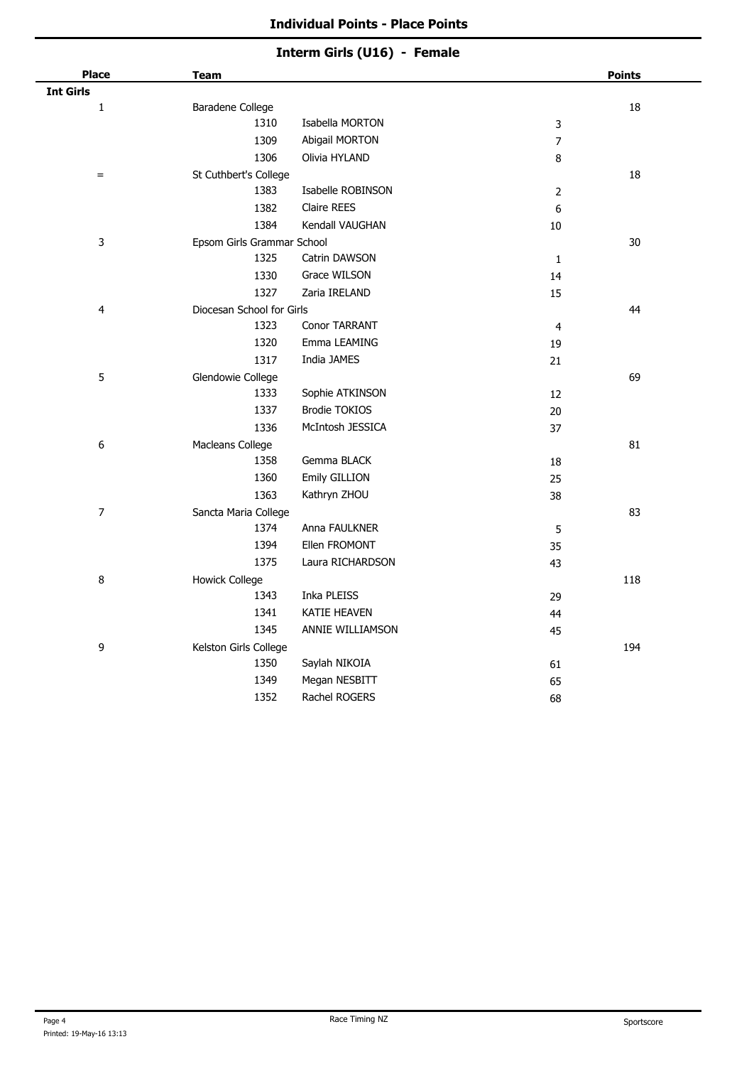## Individual Points - Place Points

### Interm Girls (U16) - Female

| Place | Team | | | Points |
|---|---|---|---|---|
| **Int Girls** | | | | |
| 1 | Baradene College | | | 18 |
| | 1310 | Isabella MORTON | 3 | |
| | 1309 | Abigail MORTON | 7 | |
| | 1306 | Olivia HYLAND | 8 | |
| = | St Cuthbert's College | | | 18 |
| | 1383 | Isabelle ROBINSON | 2 | |
| | 1382 | Claire REES | 6 | |
| | 1384 | Kendall VAUGHAN | 10 | |
| 3 | Epsom Girls Grammar School | | | 30 |
| | 1325 | Catrin DAWSON | 1 | |
| | 1330 | Grace WILSON | 14 | |
| | 1327 | Zaria IRELAND | 15 | |
| 4 | Diocesan School for Girls | | | 44 |
| | 1323 | Conor TARRANT | 4 | |
| | 1320 | Emma LEAMING | 19 | |
| | 1317 | India JAMES | 21 | |
| 5 | Glendowie College | | | 69 |
| | 1333 | Sophie ATKINSON | 12 | |
| | 1337 | Brodie TOKIOS | 20 | |
| | 1336 | McIntosh JESSICA | 37 | |
| 6 | Macleans College | | | 81 |
| | 1358 | Gemma BLACK | 18 | |
| | 1360 | Emily GILLION | 25 | |
| | 1363 | Kathryn ZHOU | 38 | |
| 7 | Sancta Maria College | | | 83 |
| | 1374 | Anna FAULKNER | 5 | |
| | 1394 | Ellen FROMONT | 35 | |
| | 1375 | Laura RICHARDSON | 43 | |
| 8 | Howick College | | | 118 |
| | 1343 | Inka PLEISS | 29 | |
| | 1341 | KATIE HEAVEN | 44 | |
| | 1345 | ANNIE WILLIAMSON | 45 | |
| 9 | Kelston Girls College | | | 194 |
| | 1350 | Saylah NIKOIA | 61 | |
| | 1349 | Megan NESBITT | 65 | |
| | 1352 | Rachel ROGERS | 68 | |

Printed: 19-May-16 13:13

Race Timing NZ

Sportscore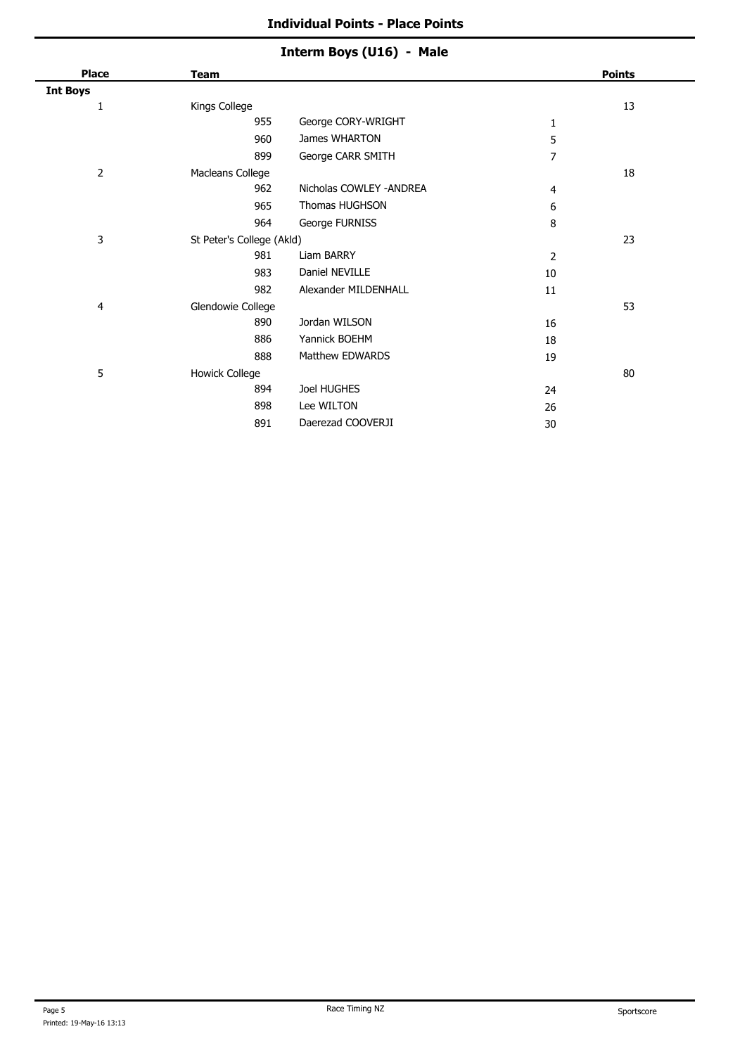## Individual Points - Place Points

### Interm Boys (U16) - Male

| Place | Team | | | Points |
|---|---|---|---|---|
| **Int Boys** | | | | |
| 1 | Kings College | | | 13 |
| | 955 | George CORY-WRIGHT | 1 | |
| | 960 | James WHARTON | 5 | |
| | 899 | George CARR SMITH | 7 | |
| 2 | Macleans College | | | 18 |
| | 962 | Nicholas COWLEY -ANDREA | 4 | |
| | 965 | Thomas HUGHSON | 6 | |
| | 964 | George FURNISS | 8 | |
| 3 | St Peter's College (Akld) | | | 23 |
| | 981 | Liam BARRY | 2 | |
| | 983 | Daniel NEVILLE | 10 | |
| | 982 | Alexander MILDENHALL | 11 | |
| 4 | Glendowie College | | | 53 |
| | 890 | Jordan WILSON | 16 | |
| | 886 | Yannick BOEHM | 18 | |
| | 888 | Matthew EDWARDS | 19 | |
| 5 | Howick College | | | 80 |
| | 894 | Joel HUGHES | 24 | |
| | 898 | Lee WILTON | 26 | |
| | 891 | Daerezad COOVERJI | 30 | |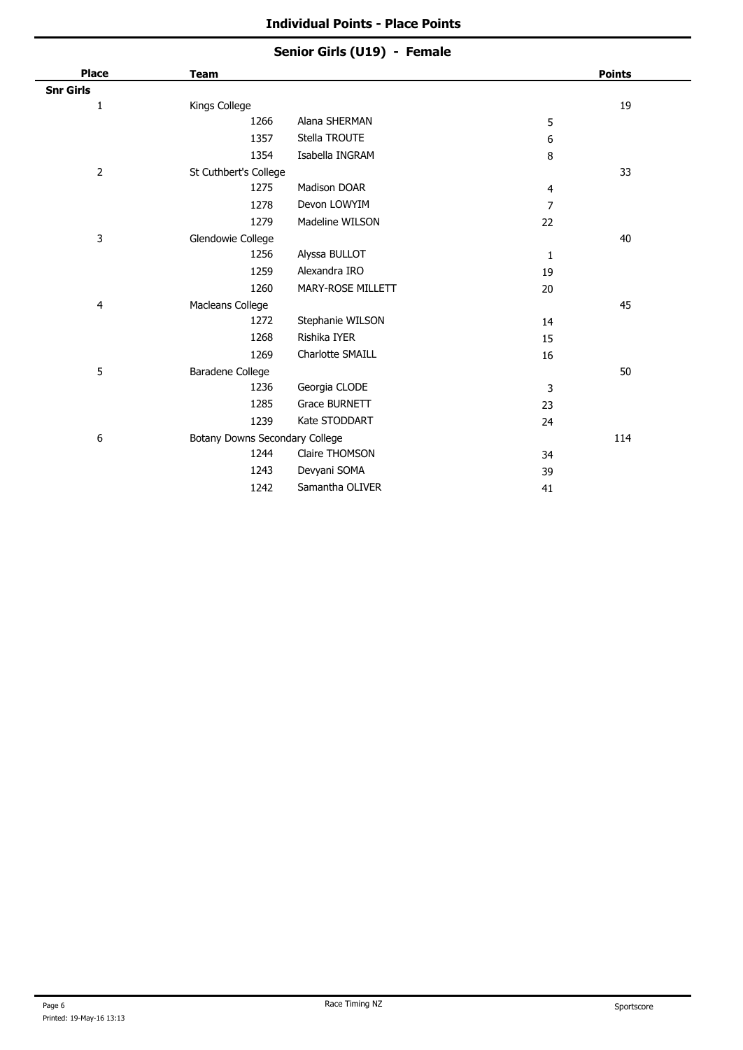## Individual Points - Place Points

### Senior Girls (U19) - Female

| Place | Team | | | Points |
|---|---|---|---|---|
| **Snr Girls** | | | | |
| 1 | Kings College | | | 19 |
| | 1266 | Alana SHERMAN | 5 | |
| | 1357 | Stella TROUTE | 6 | |
| | 1354 | Isabella INGRAM | 8 | |
| 2 | St Cuthbert's College | | | 33 |
| | 1275 | Madison DOAR | 4 | |
| | 1278 | Devon LOWYIM | 7 | |
| | 1279 | Madeline WILSON | 22 | |
| 3 | Glendowie College | | | 40 |
| | 1256 | Alyssa BULLOT | 1 | |
| | 1259 | Alexandra IRO | 19 | |
| | 1260 | MARY-ROSE MILLETT | 20 | |
| 4 | Macleans College | | | 45 |
| | 1272 | Stephanie WILSON | 14 | |
| | 1268 | Rishika IYER | 15 | |
| | 1269 | Charlotte SMAILL | 16 | |
| 5 | Baradene College | | | 50 |
| | 1236 | Georgia CLODE | 3 | |
| | 1285 | Grace BURNETT | 23 | |
| | 1239 | Kate STODDART | 24 | |
| 6 | Botany Downs Secondary College | | | 114 |
| | 1244 | Claire THOMSON | 34 | |
| | 1243 | Devyani SOMA | 39 | |
| | 1242 | Samantha OLIVER | 41 | |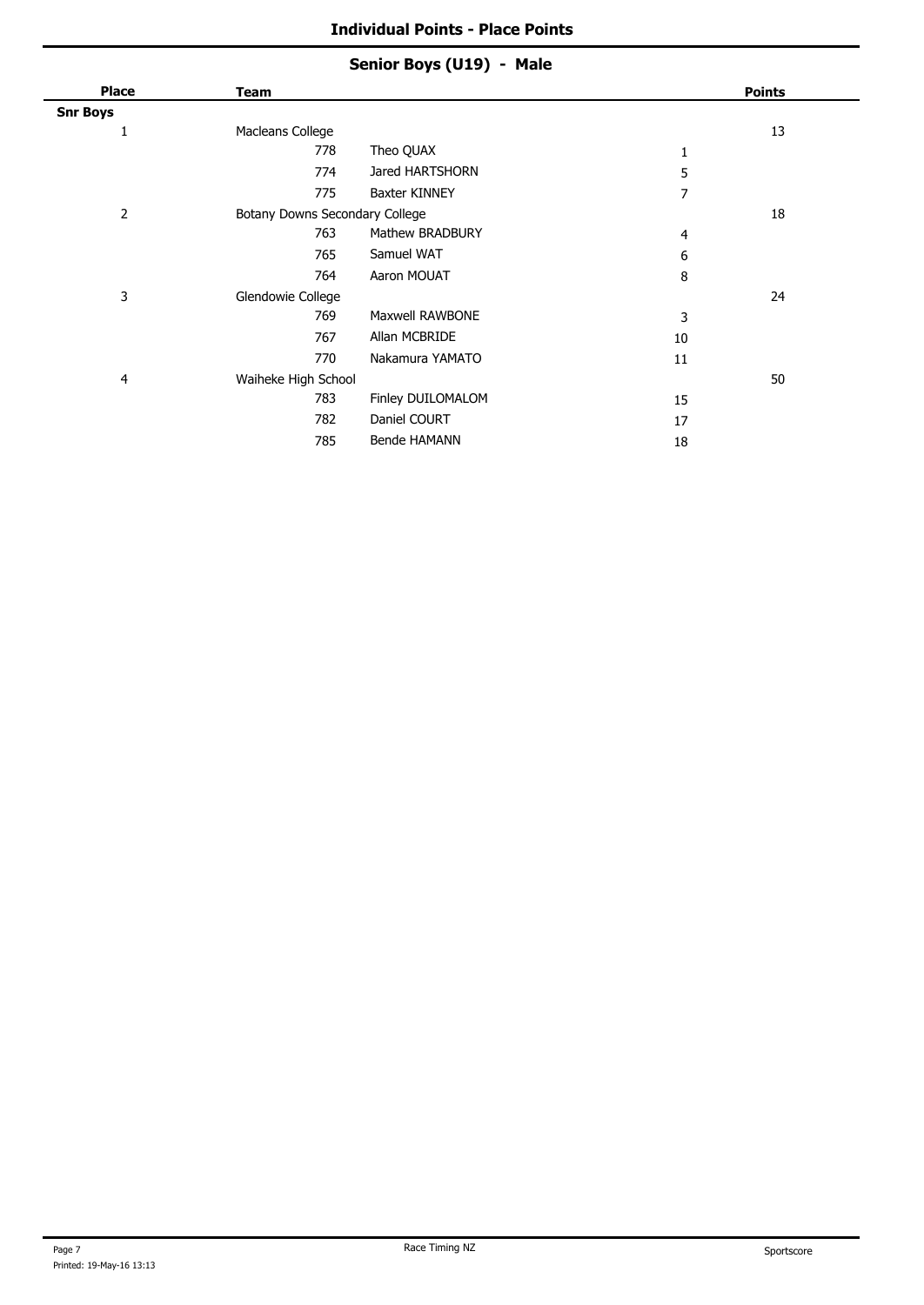## Individual Points - Place Points

### Senior Boys (U19) - Male

| Place | Team | | | Points |
|---|---|---|---|---|
| **Snr Boys** | | | | |
| 1 | Macleans College | | | 13 |
| | 778 | Theo QUAX | 1 | |
| | 774 | Jared HARTSHORN | 5 | |
| | 775 | Baxter KINNEY | 7 | |
| 2 | Botany Downs Secondary College | | | 18 |
| | 763 | Mathew BRADBURY | 4 | |
| | 765 | Samuel WAT | 6 | |
| | 764 | Aaron MOUAT | 8 | |
| 3 | Glendowie College | | | 24 |
| | 769 | Maxwell RAWBONE | 3 | |
| | 767 | Allan MCBRIDE | 10 | |
| | 770 | Nakamura YAMATO | 11 | |
| 4 | Waiheke High School | | | 50 |
| | 783 | Finley DUILOMALOM | 15 | |
| | 782 | Daniel COURT | 17 | |
| | 785 | Bende HAMANN | 18 | |

Printed: 19-May-16 13:13

Race Timing NZ

Sportscore